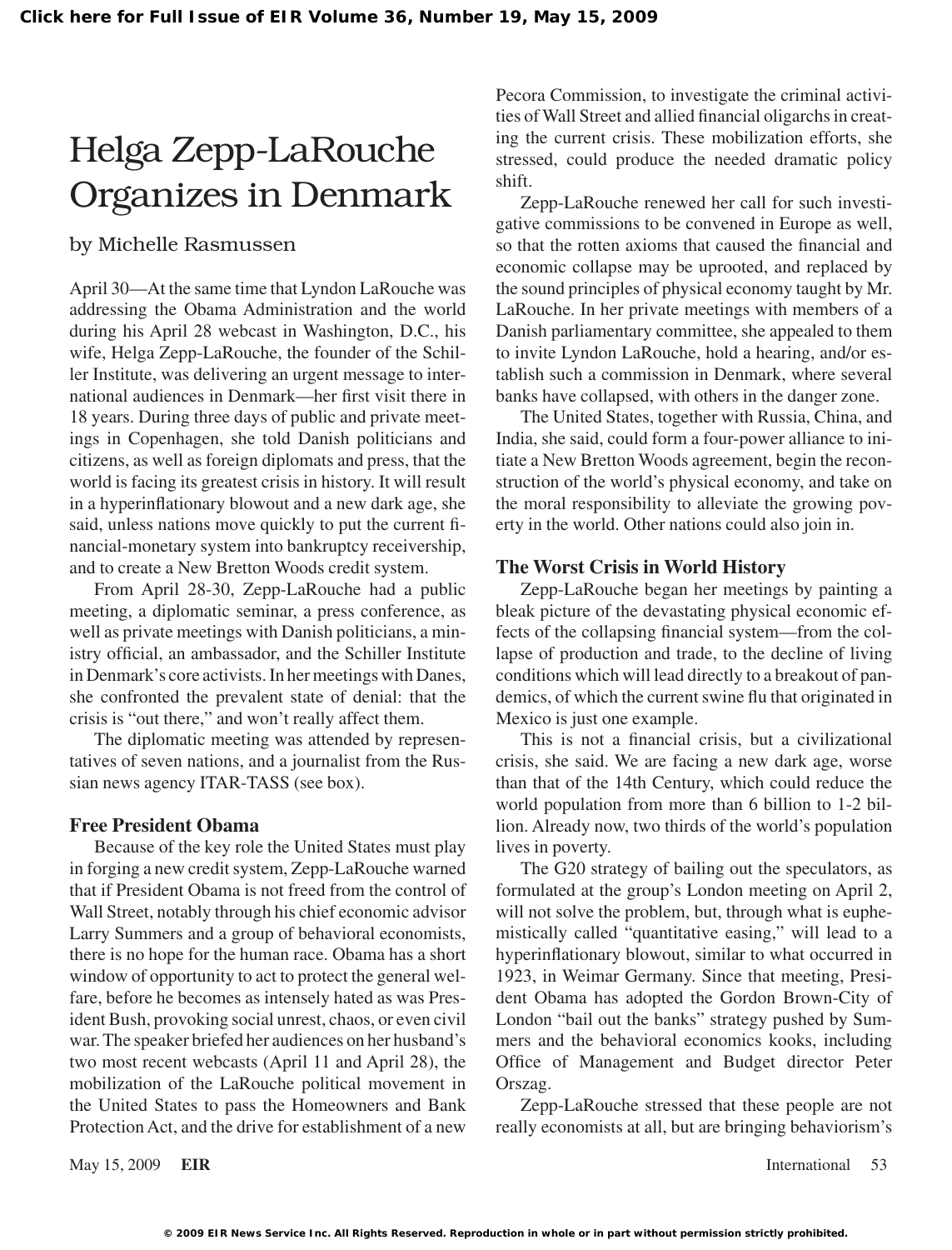# Helga Zepp-LaRouche Organizes in Denmark

by Michelle Rasmussen

April 30—At the same time that Lyndon LaRouche was addressing the Obama Administration and the world during his April 28 webcast in Washington, D.C., his wife, Helga Zepp-LaRouche, the founder of the Schiller Institute, was delivering an urgent message to international audiences in Denmark—her first visit there in 18 years. During three days of public and private meetings in Copenhagen, she told Danish politicians and citizens, as well as foreign diplomats and press, that the world is facing its greatest crisis in history. It will result in a hyperinflationary blowout and a new dark age, she said, unless nations move quickly to put the current financial-monetary system into bankruptcy receivership, and to create a New Bretton Woods credit system.

From April 28-30, Zepp-LaRouche had a public meeting, a diplomatic seminar, a press conference, as well as private meetings with Danish politicians, a ministry official, an ambassador, and the Schiller Institute in Denmark's core activists. In her meetings with Danes, she confronted the prevalent state of denial: that the crisis is "out there," and won't really affect them.

The diplomatic meeting was attended by representatives of seven nations, and a journalist from the Russian news agency ITAR-TASS (see box).

### Free President Obama

Because of the key role the United States must play in forging a new credit system, Zepp-LaRouche warned that if President Obama is not freed from the control of Wall Street, notably through his chief economic advisor Larry Summers and a group of behavioral economists, there is no hope for the human race. Obama has a short window of opportunity to act to protect the general welfare, before he becomes as intensely hated as was President Bush, provoking social unrest, chaos, or even civil war. The speaker briefed her audiences on her husband's two most recent webcasts (April 11 and April 28), the mobilization of the LaRouche political movement in the United States to pass the Homeowners and Bank Protection Act, and the drive for establishment of a new Pecora Commission, to investigate the criminal activities of Wall Street and allied financial oligarchs in creating the current crisis. These mobilization efforts, she stressed, could produce the needed dramatic policy shift.

Zepp-LaRouche renewed her call for such investigative commissions to be convened in Europe as well, so that the rotten axioms that caused the financial and economic collapse may be uprooted, and replaced by the sound principles of physical economy taught by Mr. LaRouche. In her private meetings with members of a Danish parliamentary committee, she appealed to them to invite Lyndon LaRouche, hold a hearing, and/or establish such a commission in Denmark, where several banks have collapsed, with others in the danger zone.

The United States, together with Russia, China, and India, she said, could form a four-power alliance to initiate a New Bretton Woods agreement, begin the reconstruction of the world's physical economy, and take on the moral responsibility to alleviate the growing poverty in the world. Other nations could also join in.

### The Worst Crisis in World History

Zepp-LaRouche began her meetings by painting a bleak picture of the devastating physical economic effects of the collapsing financial system—from the collapse of production and trade, to the decline of living conditions which will lead directly to a breakout of pandemics, of which the current swine flu that originated in Mexico is just one example.

This is not a financial crisis, but a civilizational crisis, she said. We are facing a new dark age, worse than that of the 14th Century, which could reduce the world population from more than 6 billion to 1-2 billion. Already now, two thirds of the world's population lives in poverty.

The G20 strategy of bailing out the speculators, as formulated at the group's London meeting on April 2, will not solve the problem, but, through what is euphemistically called "quantitative easing," will lead to a hyperinflationary blowout, similar to what occurred in 1923, in Weimar Germany. Since that meeting, President Obama has adopted the Gordon Brown-City of London "bail out the banks" strategy pushed by Summers and the behavioral economics kooks, including Office of Management and Budget director Peter Orszag.

Zepp-LaRouche stressed that these people are not really economists at all, but are bringing behaviorism's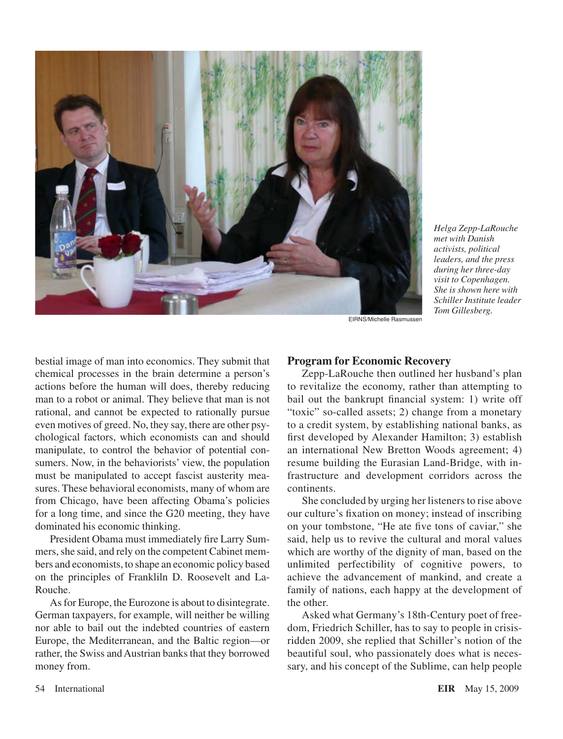Helga Zepp-LaRouche met with Danish activists, political leaders, and the press during her three-day visit to Copenhagen. She is shown here with Schiller Institute leader Tom Gillesberg.

EIRNS/Michelle Rasmussen

bestial image of man into economics. They submit that chemical processes in the brain determine a person's actions before the human will does, thereby reducing man to a robot or animal. They believe that man is not rational, and cannot be expected to rationally pursue even motives of greed. No, they say, there are other psychological factors, which economists can and should manipulate, to control the behavior of potential consumers. Now, in the behaviorists' view, the population must be manipulated to accept fascist austerity measures. These behavioral economists, many of whom are from Chicago, have been affecting Obama's policies for a long time, and since the G20 meeting, they have dominated his economic thinking.

President Obama must immediately fire Larry Summers, she said, and rely on the competent Cabinet members and economists, to shape an economic policy based on the principles of Franklиln D. Roosevelt and LaRouche.

As for Europe, the Eurozone is about to disintegrate. German taxpayers, for example, will neither be willing nor able to bail out the indebted countries of eastern Europe, the Mediterranean, and the Baltic region—or rather, the Swiss and Austrian banks that they borrowed money from.

## Program for Economic Recovery

Zepp-LaRouche then outlined her husband's plan to revitalize the economy, rather than attempting to bail out the bankrupt financial system: 1) write off "toxic" so-called assets; 2) change from a monetary to a credit system, by establishing national banks, as first developed by Alexander Hamilton; 3) establish an international New Bretton Woods agreement; 4) resume building the Eurasian Land-Bridge, with infrastructure and development corridors across the continents.

She concluded by urging her listeners to rise above our culture's fixation on money; instead of inscribing on your tombstone, "He ate five tons of caviar," she said, help us to revive the cultural and moral values which are worthy of the dignity of man, based on the unlimited perfectibility of cognitive powers, to achieve the advancement of mankind, and create a family of nations, each happy at the development of the other.

Asked what Germany's 18th-Century poet of freedom, Friedrich Schiller, has to say to people in crisis-ridden 2009, she replied that Schiller's notion of the beautiful soul, who passionately does what is necessary, and his concept of the Sublime, can help people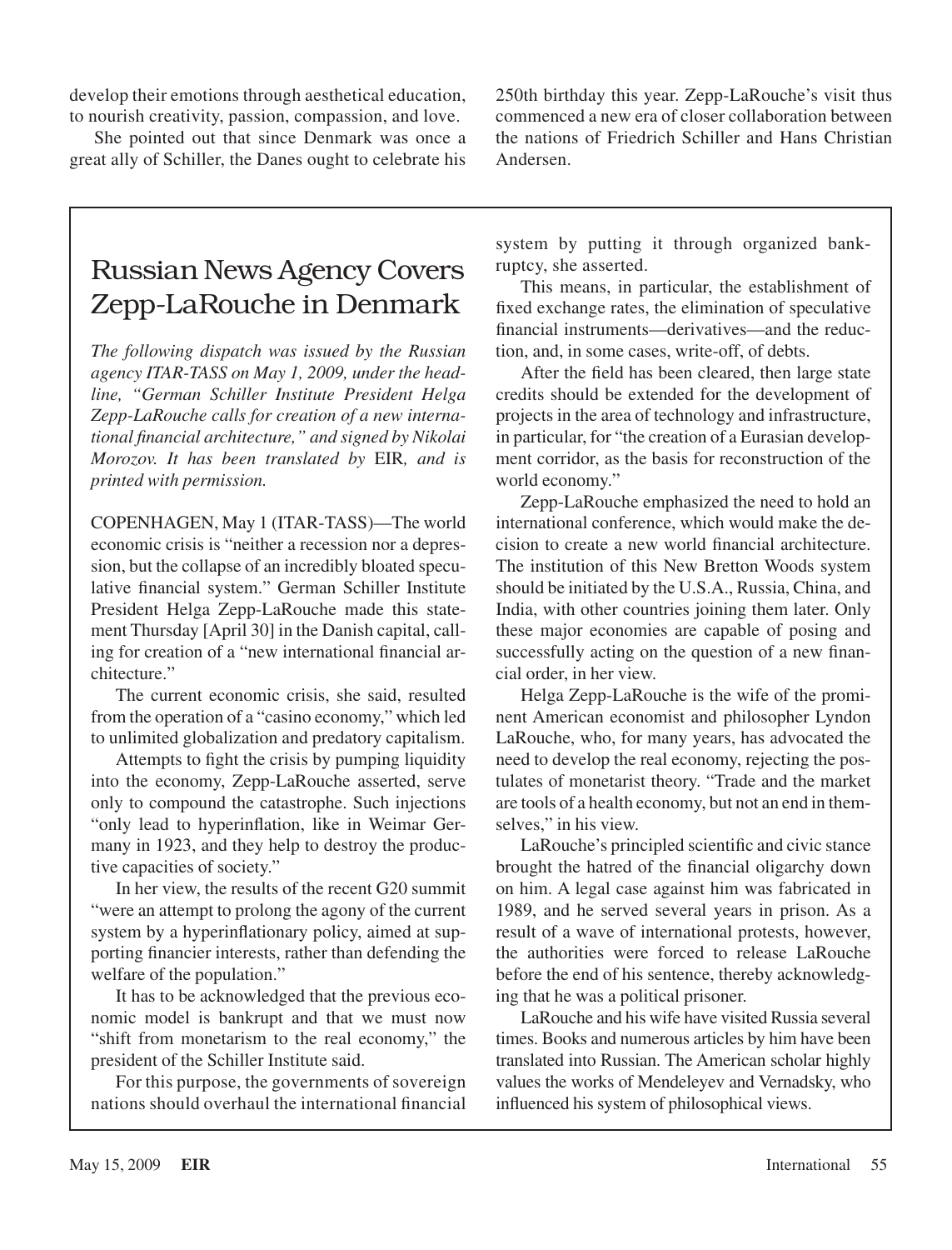develop their emotions through aesthetical education, to nourish creativity, passion, compassion, and love.

She pointed out that since Denmark was once a great ally of Schiller, the Danes ought to celebrate his 250th birthday this year. Zepp-LaRouche's visit thus commenced a new era of closer collaboration between the nations of Friedrich Schiller and Hans Christian Andersen.

## Russian News Agency Covers Zepp-LaRouche in Denmark

*The following dispatch was issued by the Russian agency ITAR-TASS on May 1, 2009, under the headline, "German Schiller Institute President Helga Zepp-LaRouche calls for creation of a new international financial architecture," and signed by Nikolai Morozov. It has been translated by* EIR*, and is printed with permission.*

COPENHAGEN, May 1 (ITAR-TASS)—The world economic crisis is "neither a recession nor a depression, but the collapse of an incredibly bloated speculative financial system." German Schiller Institute President Helga Zepp-LaRouche made this statement Thursday [April 30] in the Danish capital, calling for creation of a "new international financial architecture."

The current economic crisis, she said, resulted from the operation of a "casino economy," which led to unlimited globalization and predatory capitalism.

Attempts to fight the crisis by pumping liquidity into the economy, Zepp-LaRouche asserted, serve only to compound the catastrophe. Such injections "only lead to hyperinflation, like in Weimar Germany in 1923, and they help to destroy the productive capacities of society."

In her view, the results of the recent G20 summit "were an attempt to prolong the agony of the current system by a hyperinflationary policy, aimed at supporting financier interests, rather than defending the welfare of the population."

It has to be acknowledged that the previous economic model is bankrupt and that we must now "shift from monetarism to the real economy," the president of the Schiller Institute said.

For this purpose, the governments of sovereign nations should overhaul the international financial system by putting it through organized bankruptcy, she asserted.

This means, in particular, the establishment of fixed exchange rates, the elimination of speculative financial instruments—derivatives—and the reduction, and, in some cases, write-off, of debts.

After the field has been cleared, then large state credits should be extended for the development of projects in the area of technology and infrastructure, in particular, for "the creation of a Eurasian development corridor, as the basis for reconstruction of the world economy."

Zepp-LaRouche emphasized the need to hold an international conference, which would make the decision to create a new world financial architecture. The institution of this New Bretton Woods system should be initiated by the U.S.A., Russia, China, and India, with other countries joining them later. Only these major economies are capable of posing and successfully acting on the question of a new financial order, in her view.

Helga Zepp-LaRouche is the wife of the prominent American economist and philosopher Lyndon LaRouche, who, for many years, has advocated the need to develop the real economy, rejecting the postulates of monetarist theory. "Trade and the market are tools of a health economy, but not an end in themselves," in his view.

LaRouche's principled scientific and civic stance brought the hatred of the financial oligarchy down on him. A legal case against him was fabricated in 1989, and he served several years in prison. As a result of a wave of international protests, however, the authorities were forced to release LaRouche before the end of his sentence, thereby acknowledging that he was a political prisoner.

LaRouche and his wife have visited Russia several times. Books and numerous articles by him have been translated into Russian. The American scholar highly values the works of Mendeleyev and Vernadsky, who influenced his system of philosophical views.